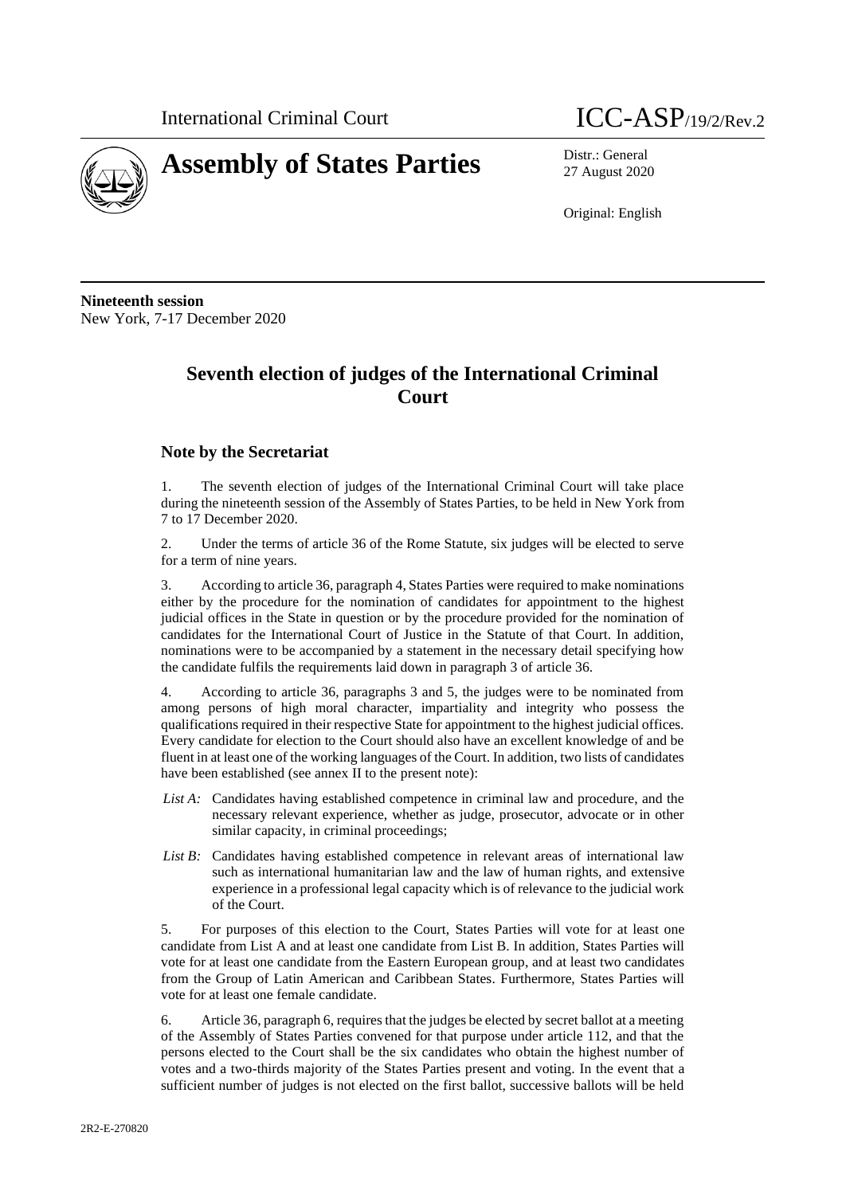International Criminal Court

ICC-ASP/19/2/Rev.2

# Assembly of States Parties

Distr.: General
27 August 2020

Original: English

**Nineteenth session**
New York, 7-17 December 2020

## Seventh election of judges of the International Criminal Court

### Note by the Secretariat

1. The seventh election of judges of the International Criminal Court will take place during the nineteenth session of the Assembly of States Parties, to be held in New York from 7 to 17 December 2020.

2. Under the terms of article 36 of the Rome Statute, six judges will be elected to serve for a term of nine years.

3. According to article 36, paragraph 4, States Parties were required to make nominations either by the procedure for the nomination of candidates for appointment to the highest judicial offices in the State in question or by the procedure provided for the nomination of candidates for the International Court of Justice in the Statute of that Court. In addition, nominations were to be accompanied by a statement in the necessary detail specifying how the candidate fulfils the requirements laid down in paragraph 3 of article 36.

4. According to article 36, paragraphs 3 and 5, the judges were to be nominated from among persons of high moral character, impartiality and integrity who possess the qualifications required in their respective State for appointment to the highest judicial offices. Every candidate for election to the Court should also have an excellent knowledge of and be fluent in at least one of the working languages of the Court. In addition, two lists of candidates have been established (see annex II to the present note):

- *List A:* Candidates having established competence in criminal law and procedure, and the necessary relevant experience, whether as judge, prosecutor, advocate or in other similar capacity, in criminal proceedings;
- *List B:* Candidates having established competence in relevant areas of international law such as international humanitarian law and the law of human rights, and extensive experience in a professional legal capacity which is of relevance to the judicial work of the Court.

5. For purposes of this election to the Court, States Parties will vote for at least one candidate from List A and at least one candidate from List B. In addition, States Parties will vote for at least one candidate from the Eastern European group, and at least two candidates from the Group of Latin American and Caribbean States. Furthermore, States Parties will vote for at least one female candidate.

6. Article 36, paragraph 6, requires that the judges be elected by secret ballot at a meeting of the Assembly of States Parties convened for that purpose under article 112, and that the persons elected to the Court shall be the six candidates who obtain the highest number of votes and a two-thirds majority of the States Parties present and voting. In the event that a sufficient number of judges is not elected on the first ballot, successive ballots will be held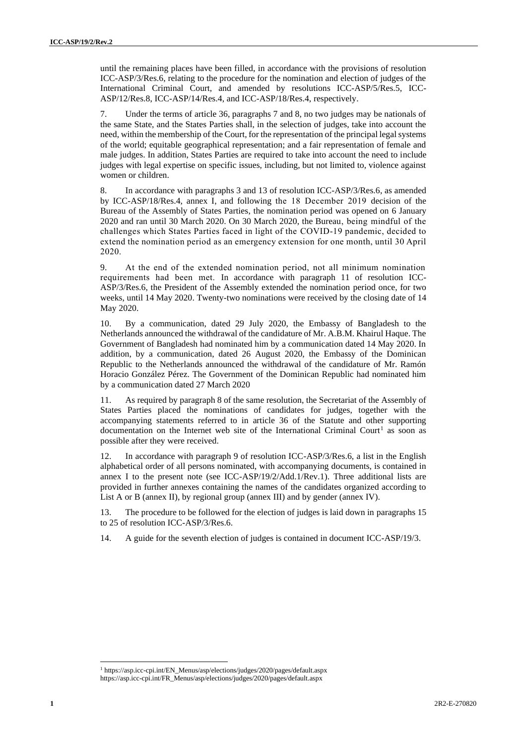until the remaining places have been filled, in accordance with the provisions of resolution ICC-ASP/3/Res.6, relating to the procedure for the nomination and election of judges of the International Criminal Court, and amended by resolutions ICC-ASP/5/Res.5, ICC-ASP/12/Res.8, ICC-ASP/14/Res.4, and ICC-ASP/18/Res.4, respectively.

7. Under the terms of article 36, paragraphs 7 and 8, no two judges may be nationals of the same State, and the States Parties shall, in the selection of judges, take into account the need, within the membership of the Court, for the representation of the principal legal systems of the world; equitable geographical representation; and a fair representation of female and male judges. In addition, States Parties are required to take into account the need to include judges with legal expertise on specific issues, including, but not limited to, violence against women or children.

8. In accordance with paragraphs 3 and 13 of resolution ICC-ASP/3/Res.6, as amended by ICC-ASP/18/Res.4, annex I, and following the 18 December 2019 decision of the Bureau of the Assembly of States Parties, the nomination period was opened on 6 January 2020 and ran until 30 March 2020. On 30 March 2020, the Bureau, being mindful of the challenges which States Parties faced in light of the COVID-19 pandemic, decided to extend the nomination period as an emergency extension for one month, until 30 April 2020.

9. At the end of the extended nomination period, not all minimum nomination requirements had been met. In accordance with paragraph 11 of resolution ICC-ASP/3/Res.6, the President of the Assembly extended the nomination period once, for two weeks, until 14 May 2020. Twenty-two nominations were received by the closing date of 14 May 2020.

10. By a communication, dated 29 July 2020, the Embassy of Bangladesh to the Netherlands announced the withdrawal of the candidature of Mr. A.B.M. Khairul Haque. The Government of Bangladesh had nominated him by a communication dated 14 May 2020. In addition, by a communication, dated 26 August 2020, the Embassy of the Dominican Republic to the Netherlands announced the withdrawal of the candidature of Mr. Ramón Horacio González Pérez. The Government of the Dominican Republic had nominated him by a communication dated 27 March 2020

11. As required by paragraph 8 of the same resolution, the Secretariat of the Assembly of States Parties placed the nominations of candidates for judges, together with the accompanying statements referred to in article 36 of the Statute and other supporting documentation on the Internet web site of the International Criminal Court[1] as soon as possible after they were received.

12. In accordance with paragraph 9 of resolution ICC-ASP/3/Res.6, a list in the English alphabetical order of all persons nominated, with accompanying documents, is contained in annex I to the present note (see ICC-ASP/19/2/Add.1/Rev.1). Three additional lists are provided in further annexes containing the names of the candidates organized according to List A or B (annex II), by regional group (annex III) and by gender (annex IV).

13. The procedure to be followed for the election of judges is laid down in paragraphs 15 to 25 of resolution ICC-ASP/3/Res.6.

14. A guide for the seventh election of judges is contained in document ICC-ASP/19/3.

---

[1] https://asp.icc-cpi.int/EN_Menus/asp/elections/judges/2020/pages/default.aspx
https://asp.icc-cpi.int/FR_Menus/asp/elections/judges/2020/pages/default.aspx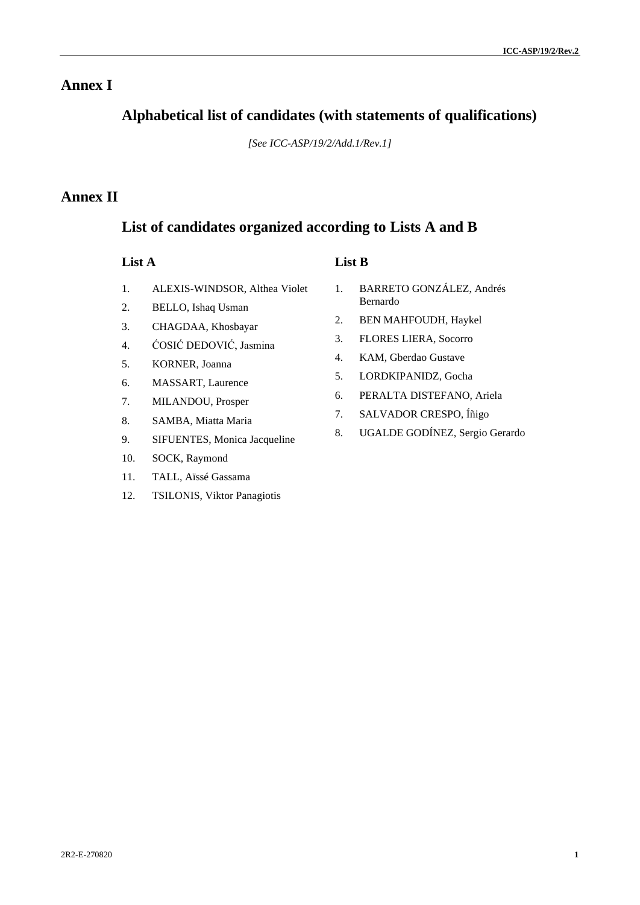# Annex I

## Alphabetical list of candidates (with statements of qualifications)

*[See ICC-ASP/19/2/Add.1/Rev.1]*

# Annex II

## List of candidates organized according to Lists A and B

### List A

1. ALEXIS-WINDSOR, Althea Violet
2. BELLO, Ishaq Usman
3. CHAGDAA, Khosbayar
4. ĆOSIĆ DEDOVIĆ, Jasmina
5. KORNER, Joanna
6. MASSART, Laurence
7. MILANDOU, Prosper
8. SAMBA, Miatta Maria
9. SIFUENTES, Monica Jacqueline
10. SOCK, Raymond
11. TALL, Aïssé Gassama
12. TSILONIS, Viktor Panagiotis

### List B

1. BARRETO GONZÁLEZ, Andrés Bernardo
2. BEN MAHFOUDH, Haykel
3. FLORES LIERA, Socorro
4. KAM, Gberdao Gustave
5. LORDKIPANIDZ, Gocha
6. PERALTA DISTEFANO, Ariela
7. SALVADOR CRESPO, Íñigo
8. UGALDE GODÍNEZ, Sergio Gerardo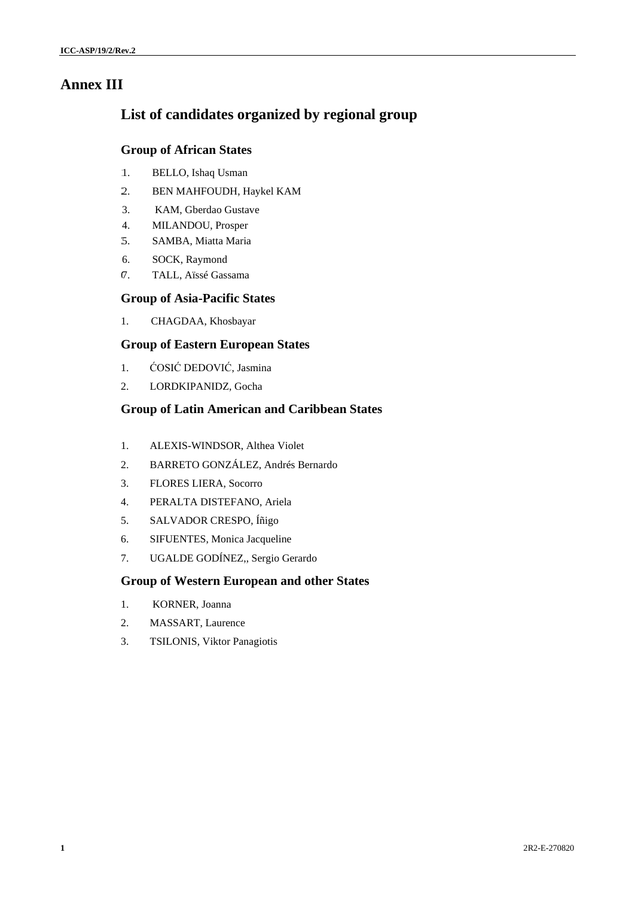# Annex III

## List of candidates organized by regional group

### Group of African States

1. BELLO, Ishaq Usman
2. BEN MAHFOUDH, Haykel KAM
3. KAM, Gberdao Gustave
4. MILANDOU, Prosper
5. SAMBA, Miatta Maria
6. SOCK, Raymond
7. TALL, Aïssé Gassama

### Group of Asia-Pacific States

1. CHAGDAA, Khosbayar

### Group of Eastern European States

1. ĆOSIĆ DEDOVIĆ, Jasmina
2. LORDKIPANIDZ, Gocha

### Group of Latin American and Caribbean States

1. ALEXIS-WINDSOR, Althea Violet
2. BARRETO GONZÁLEZ, Andrés Bernardo
3. FLORES LIERA, Socorro
4. PERALTA DISTEFANO, Ariela
5. SALVADOR CRESPO, Íñigo
6. SIFUENTES, Monica Jacqueline
7. UGALDE GODÍNEZ,, Sergio Gerardo

### Group of Western European and other States

1. KORNER, Joanna
2. MASSART, Laurence
3. TSILONIS, Viktor Panagiotis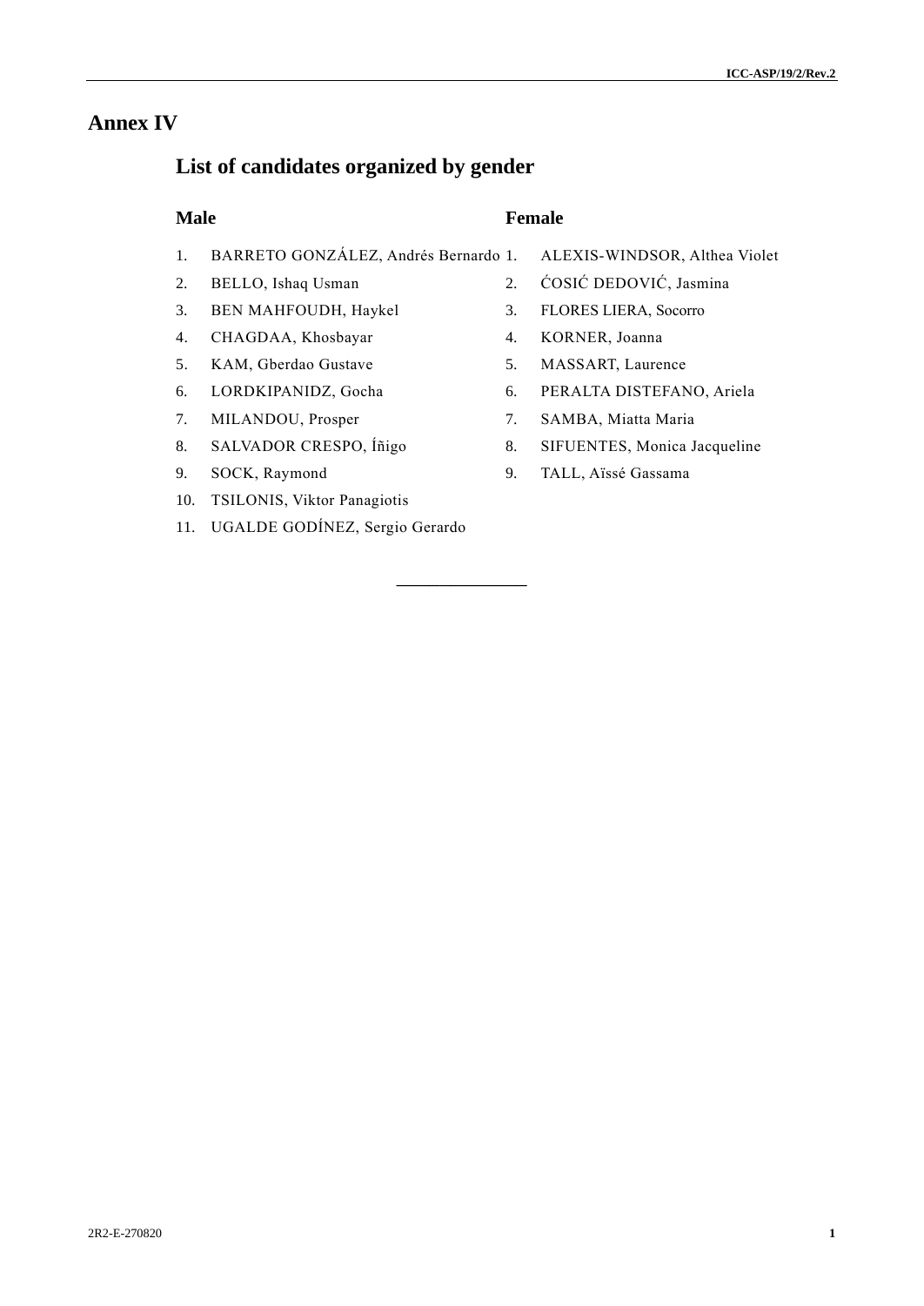# Annex IV

## List of candidates organized by gender

| Male | | Female | |
|---|---|---|---|
| 1. | BARRETO GONZÁLEZ, Andrés Bernardo | 1. | ALEXIS-WINDSOR, Althea Violet |
| 2. | BELLO, Ishaq Usman | 2. | ĆOSIĆ DEDOVIĆ, Jasmina |
| 3. | BEN MAHFOUDH, Haykel | 3. | FLORES LIERA, Socorro |
| 4. | CHAGDAA, Khosbayar | 4. | KORNER, Joanna |
| 5. | KAM, Gberdao Gustave | 5. | MASSART, Laurence |
| 6. | LORDKIPANIDZ, Gocha | 6. | PERALTA DISTEFANO, Ariela |
| 7. | MILANDOU, Prosper | 7. | SAMBA, Miatta Maria |
| 8. | SALVADOR CRESPO, Íñigo | 8. | SIFUENTES, Monica Jacqueline |
| 9. | SOCK, Raymond | 9. | TALL, Aïssé Gassama |
| 10. | TSILONIS, Viktor Panagiotis | | |
| 11. | UGALDE GODÍNEZ, Sergio Gerardo | | |

______________